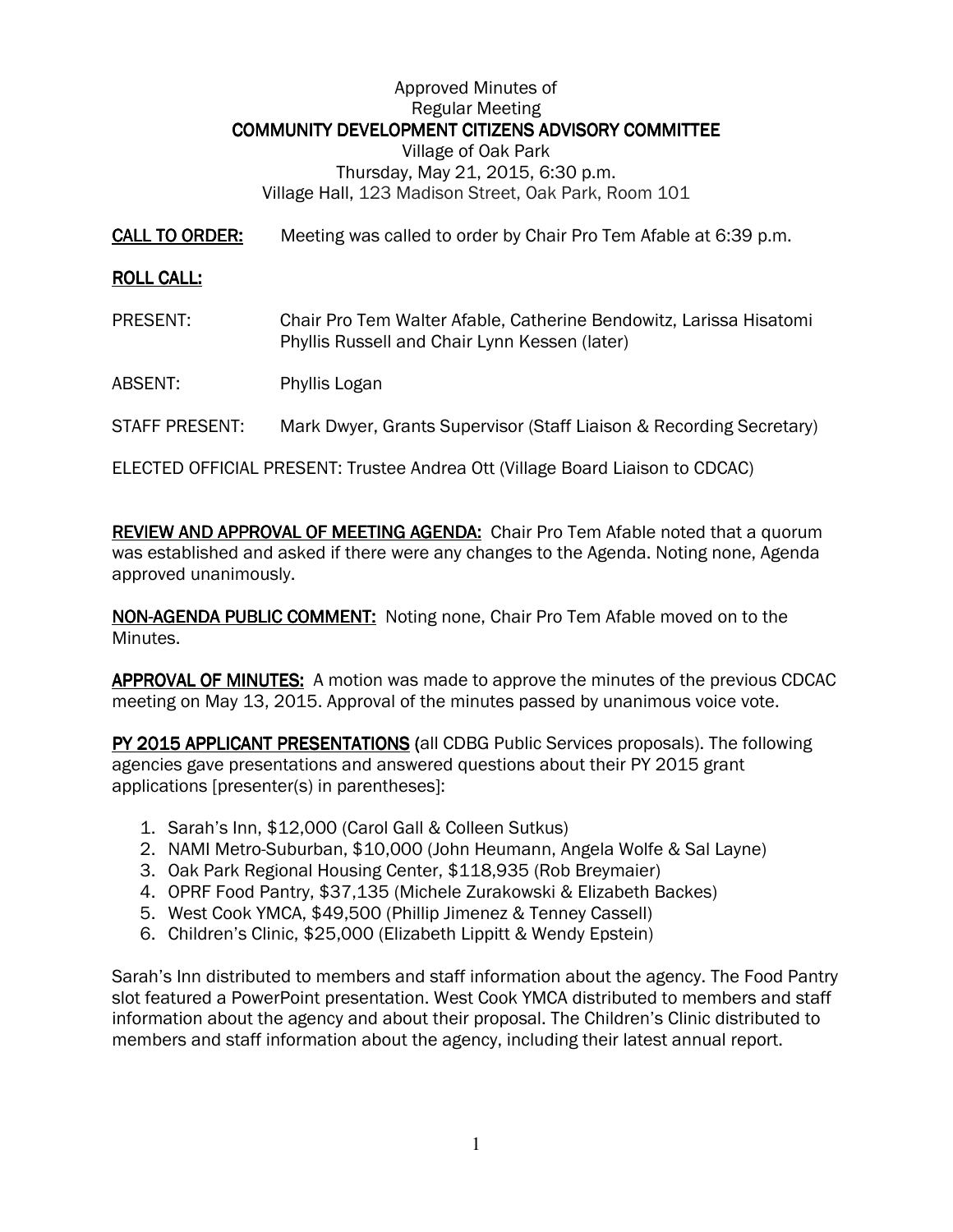Approved Minutes of
Regular Meeting
**COMMUNITY DEVELOPMENT CITIZENS ADVISORY COMMITTEE**
Village of Oak Park
Thursday, May 21, 2015, 6:30 p.m.
Village Hall, 123 Madison Street, Oak Park, Room 101

**CALL TO ORDER:** Meeting was called to order by Chair Pro Tem Afable at 6:39 p.m.

**ROLL CALL:**

PRESENT: Chair Pro Tem Walter Afable, Catherine Bendowitz, Larissa Hisatomi Phyllis Russell and Chair Lynn Kessen (later)

ABSENT: Phyllis Logan

STAFF PRESENT: Mark Dwyer, Grants Supervisor (Staff Liaison & Recording Secretary)

ELECTED OFFICIAL PRESENT: Trustee Andrea Ott (Village Board Liaison to CDCAC)

**REVIEW AND APPROVAL OF MEETING AGENDA:** Chair Pro Tem Afable noted that a quorum was established and asked if there were any changes to the Agenda. Noting none, Agenda approved unanimously.

**NON-AGENDA PUBLIC COMMENT:** Noting none, Chair Pro Tem Afable moved on to the Minutes.

**APPROVAL OF MINUTES:** A motion was made to approve the minutes of the previous CDCAC meeting on May 13, 2015. Approval of the minutes passed by unanimous voice vote.

**PY 2015 APPLICANT PRESENTATIONS** (all CDBG Public Services proposals). The following agencies gave presentations and answered questions about their PY 2015 grant applications [presenter(s) in parentheses]:

1. Sarah's Inn, $12,000 (Carol Gall & Colleen Sutkus)
2. NAMI Metro-Suburban, $10,000 (John Heumann, Angela Wolfe & Sal Layne)
3. Oak Park Regional Housing Center, $118,935 (Rob Breymaier)
4. OPRF Food Pantry, $37,135 (Michele Zurakowski & Elizabeth Backes)
5. West Cook YMCA, $49,500 (Phillip Jimenez & Tenney Cassell)
6. Children's Clinic, $25,000 (Elizabeth Lippitt & Wendy Epstein)

Sarah's Inn distributed to members and staff information about the agency. The Food Pantry slot featured a PowerPoint presentation. West Cook YMCA distributed to members and staff information about the agency and about their proposal. The Children's Clinic distributed to members and staff information about the agency, including their latest annual report.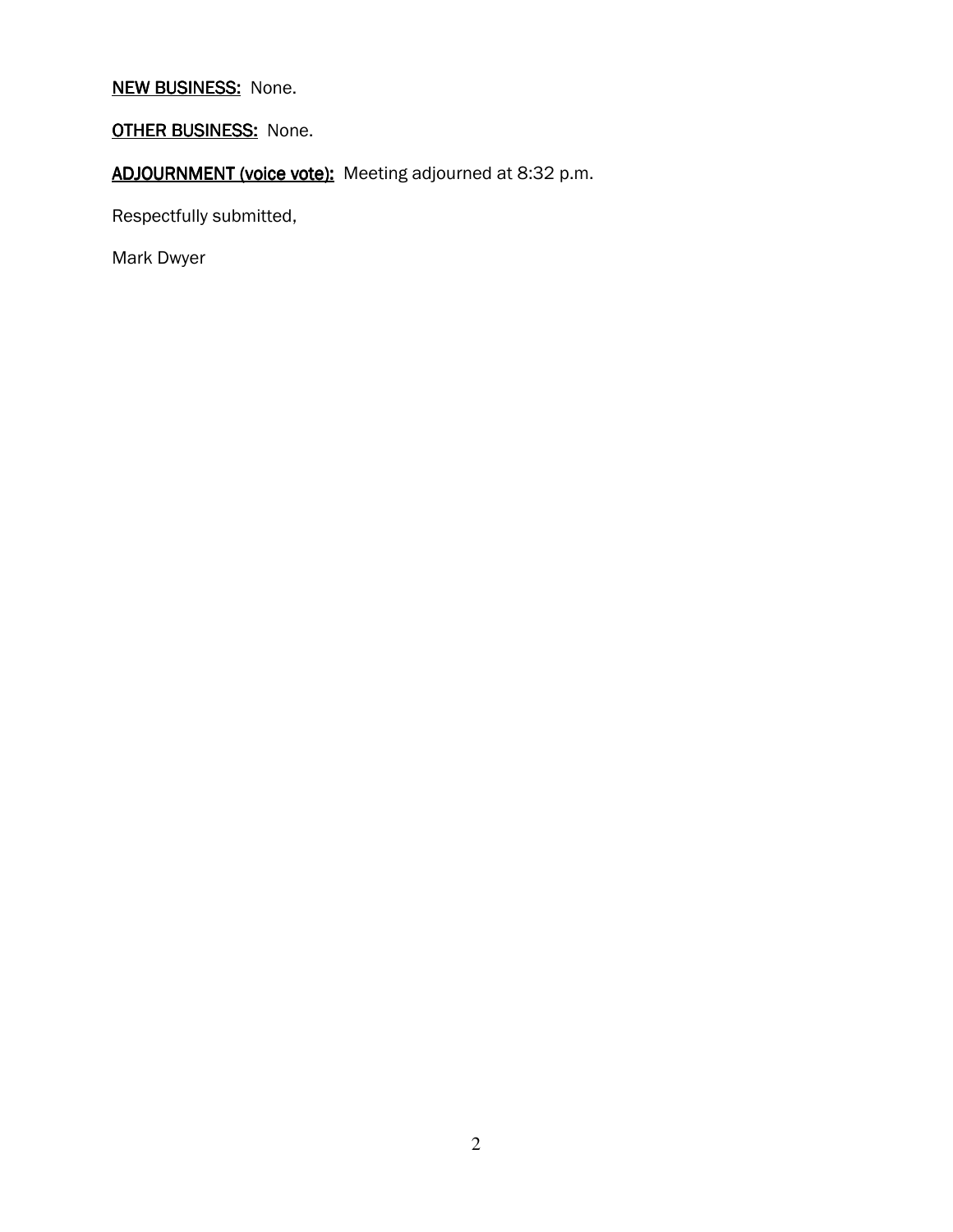**NEW BUSINESS:** None.

**OTHER BUSINESS:** None.

**ADJOURNMENT (voice vote):** Meeting adjourned at 8:32 p.m.

Respectfully submitted,

Mark Dwyer